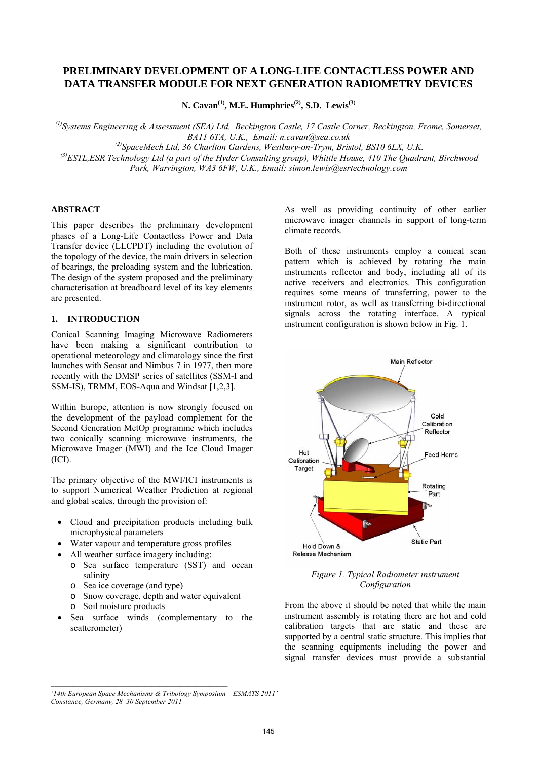# PRELIMINARY DEVELOPMENT OF A LONG-LIFE CONTACTLESS POWER AND DATA TRANSFER MODULE FOR NEXT GENERATION RADIOMETRY DEVICES

**N. Cavan[(1)], M.E. Humphries[(2)], S.D. Lewis[(3)]**

[(1)]*Systems Engineering & Assessment (SEA) Ltd, Beckington Castle, 17 Castle Corner, Beckington, Frome, Somerset, BA11 6TA, U.K., Email: n.cavan@sea.co.uk*
[(2)]*SpaceMech Ltd, 36 Charlton Gardens, Westbury-on-Trym, Bristol, BS10 6LX, U.K.*
[(3)]*ESTL,ESR Technology Ltd (a part of the Hyder Consulting group), Whittle House, 410 The Quadrant, Birchwood Park, Warrington, WA3 6FW, U.K., Email: simon.lewis@esrtechnology.com*

## ABSTRACT

This paper describes the preliminary development phases of a Long-Life Contactless Power and Data Transfer device (LLCPDT) including the evolution of the topology of the device, the main drivers in selection of bearings, the preloading system and the lubrication. The design of the system proposed and the preliminary characterisation at breadboard level of its key elements are presented.

## 1. INTRODUCTION

Conical Scanning Imaging Microwave Radiometers have been making a significant contribution to operational meteorology and climatology since the first launches with Seasat and Nimbus 7 in 1977, then more recently with the DMSP series of satellites (SSM-I and SSM-IS), TRMM, EOS-Aqua and Windsat [1,2,3].

Within Europe, attention is now strongly focused on the development of the payload complement for the Second Generation MetOp programme which includes two conically scanning microwave instruments, the Microwave Imager (MWI) and the Ice Cloud Imager (ICI).

The primary objective of the MWI/ICI instruments is to support Numerical Weather Prediction at regional and global scales, through the provision of:

- Cloud and precipitation products including bulk microphysical parameters
- Water vapour and temperature gross profiles
- All weather surface imagery including:
    - Sea surface temperature (SST) and ocean salinity
    - Sea ice coverage (and type)
    - Snow coverage, depth and water equivalent
    - Soil moisture products
- Sea surface winds (complementary to the scatterometer)

As well as providing continuity of other earlier microwave imager channels in support of long-term climate records.

Both of these instruments employ a conical scan pattern which is achieved by rotating the main instruments reflector and body, including all of its active receivers and electronics. This configuration requires some means of transferring, power to the instrument rotor, as well as transferring bi-directional signals across the rotating interface. A typical instrument configuration is shown below in Fig. 1.

*Figure 1. Typical Radiometer instrument Configuration*

From the above it should be noted that while the main instrument assembly is rotating there are hot and cold calibration targets that are static and these are supported by a central static structure. This implies that the scanning equipments including the power and signal transfer devices must provide a substantial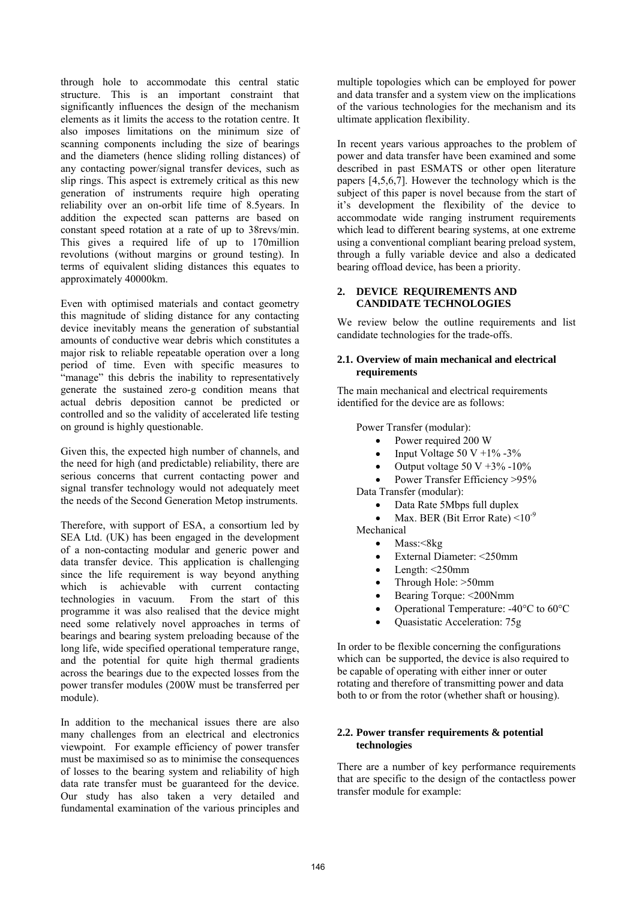through hole to accommodate this central static structure. This is an important constraint that significantly influences the design of the mechanism elements as it limits the access to the rotation centre. It also imposes limitations on the minimum size of scanning components including the size of bearings and the diameters (hence sliding rolling distances) of any contacting power/signal transfer devices, such as slip rings. This aspect is extremely critical as this new generation of instruments require high operating reliability over an on-orbit life time of 8.5years. In addition the expected scan patterns are based on constant speed rotation at a rate of up to 38revs/min. This gives a required life of up to 170million revolutions (without margins or ground testing). In terms of equivalent sliding distances this equates to approximately 40000km.

Even with optimised materials and contact geometry this magnitude of sliding distance for any contacting device inevitably means the generation of substantial amounts of conductive wear debris which constitutes a major risk to reliable repeatable operation over a long period of time. Even with specific measures to "manage" this debris the inability to representatively generate the sustained zero-g condition means that actual debris deposition cannot be predicted or controlled and so the validity of accelerated life testing on ground is highly questionable.

Given this, the expected high number of channels, and the need for high (and predictable) reliability, there are serious concerns that current contacting power and signal transfer technology would not adequately meet the needs of the Second Generation Metop instruments.

Therefore, with support of ESA, a consortium led by SEA Ltd. (UK) has been engaged in the development of a non-contacting modular and generic power and data transfer device. This application is challenging since the life requirement is way beyond anything which is achievable with current contacting technologies in vacuum. From the start of this programme it was also realised that the device might need some relatively novel approaches in terms of bearings and bearing system preloading because of the long life, wide specified operational temperature range, and the potential for quite high thermal gradients across the bearings due to the expected losses from the power transfer modules (200W must be transferred per module).

In addition to the mechanical issues there are also many challenges from an electrical and electronics viewpoint. For example efficiency of power transfer must be maximised so as to minimise the consequences of losses to the bearing system and reliability of high data rate transfer must be guaranteed for the device. Our study has also taken a very detailed and fundamental examination of the various principles and multiple topologies which can be employed for power and data transfer and a system view on the implications of the various technologies for the mechanism and its ultimate application flexibility.

In recent years various approaches to the problem of power and data transfer have been examined and some described in past ESMATS or other open literature papers [4,5,6,7]. However the technology which is the subject of this paper is novel because from the start of it's development the flexibility of the device to accommodate wide ranging instrument requirements which lead to different bearing systems, at one extreme using a conventional compliant bearing preload system, through a fully variable device and also a dedicated bearing offload device, has been a priority.

## 2. DEVICE REQUIREMENTS AND CANDIDATE TECHNOLOGIES

We review below the outline requirements and list candidate technologies for the trade-offs.

### 2.1. Overview of main mechanical and electrical requirements

The main mechanical and electrical requirements identified for the device are as follows:

Power Transfer (modular):

- Power required 200 W
- Input Voltage 50 V +1% -3%
- Output voltage 50 V +3% -10%
- Power Transfer Efficiency >95%

Data Transfer (modular):

- Data Rate 5Mbps full duplex
- Max. BER (Bit Error Rate) $<10^{-9}$

Mechanical

- Mass:<8kg
- External Diameter: <250mm
- Length: <250mm
- Through Hole: >50mm
- Bearing Torque: <200Nmm
- Operational Temperature: -40°C to 60°C
- Quasistatic Acceleration: 75g

In order to be flexible concerning the configurations which can be supported, the device is also required to be capable of operating with either inner or outer rotating and therefore of transmitting power and data both to or from the rotor (whether shaft or housing).

### 2.2. Power transfer requirements & potential technologies

There are a number of key performance requirements that are specific to the design of the contactless power transfer module for example: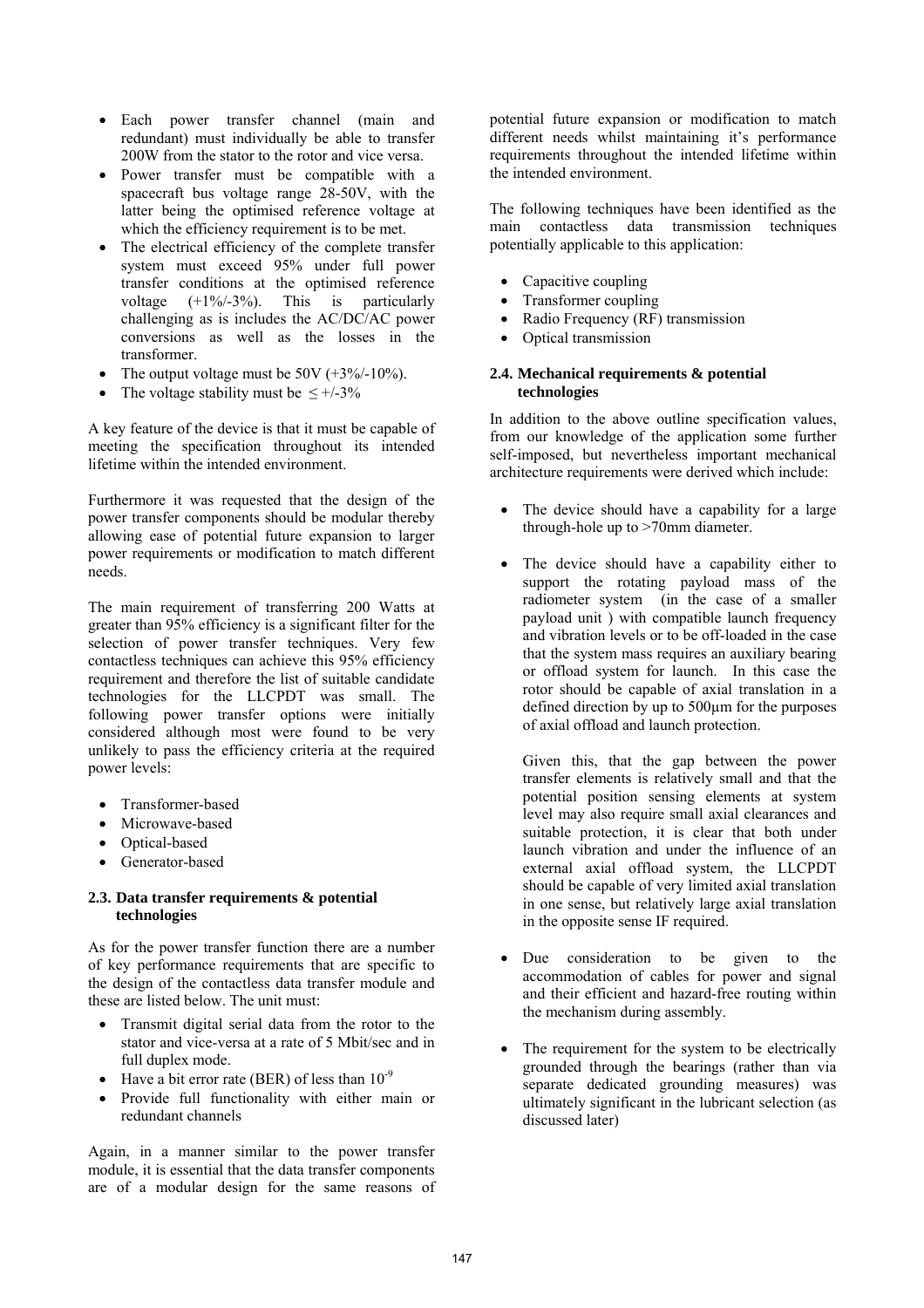- Each power transfer channel (main and redundant) must individually be able to transfer 200W from the stator to the rotor and vice versa.
- Power transfer must be compatible with a spacecraft bus voltage range 28-50V, with the latter being the optimised reference voltage at which the efficiency requirement is to be met.
- The electrical efficiency of the complete transfer system must exceed 95% under full power transfer conditions at the optimised reference voltage (+1%/-3%). This is particularly challenging as is includes the AC/DC/AC power conversions as well as the losses in the transformer.
- The output voltage must be 50V (+3%/-10%).
- The voltage stability must be $\leq$ +/-3%

A key feature of the device is that it must be capable of meeting the specification throughout its intended lifetime within the intended environment.

Furthermore it was requested that the design of the power transfer components should be modular thereby allowing ease of potential future expansion to larger power requirements or modification to match different needs.

The main requirement of transferring 200 Watts at greater than 95% efficiency is a significant filter for the selection of power transfer techniques. Very few contactless techniques can achieve this 95% efficiency requirement and therefore the list of suitable candidate technologies for the LLCPDT was small. The following power transfer options were initially considered although most were found to be very unlikely to pass the efficiency criteria at the required power levels:

- Transformer-based
- Microwave-based
- Optical-based
- Generator-based

### 2.3. Data transfer requirements & potential technologies

As for the power transfer function there are a number of key performance requirements that are specific to the design of the contactless data transfer module and these are listed below. The unit must:

- Transmit digital serial data from the rotor to the stator and vice-versa at a rate of 5 Mbit/sec and in full duplex mode.
- Have a bit error rate (BER) of less than $10^{-9}$
- Provide full functionality with either main or redundant channels

Again, in a manner similar to the power transfer module, it is essential that the data transfer components are of a modular design for the same reasons of potential future expansion or modification to match different needs whilst maintaining it's performance requirements throughout the intended lifetime within the intended environment.

The following techniques have been identified as the main contactless data transmission techniques potentially applicable to this application:

- Capacitive coupling
- Transformer coupling
- Radio Frequency (RF) transmission
- Optical transmission

### 2.4. Mechanical requirements & potential technologies

In addition to the above outline specification values, from our knowledge of the application some further self-imposed, but nevertheless important mechanical architecture requirements were derived which include:

- The device should have a capability for a large through-hole up to >70mm diameter.

- The device should have a capability either to support the rotating payload mass of the radiometer system (in the case of a smaller payload unit ) with compatible launch frequency and vibration levels or to be off-loaded in the case that the system mass requires an auxiliary bearing or offload system for launch. In this case the rotor should be capable of axial translation in a defined direction by up to 500μm for the purposes of axial offload and launch protection.

  Given this, that the gap between the power transfer elements is relatively small and that the potential position sensing elements at system level may also require small axial clearances and suitable protection, it is clear that both under launch vibration and under the influence of an external axial offload system, the LLCPDT should be capable of very limited axial translation in one sense, but relatively large axial translation in the opposite sense IF required.

- Due consideration to be given to the accommodation of cables for power and signal and their efficient and hazard-free routing within the mechanism during assembly.

- The requirement for the system to be electrically grounded through the bearings (rather than via separate dedicated grounding measures) was ultimately significant in the lubricant selection (as discussed later)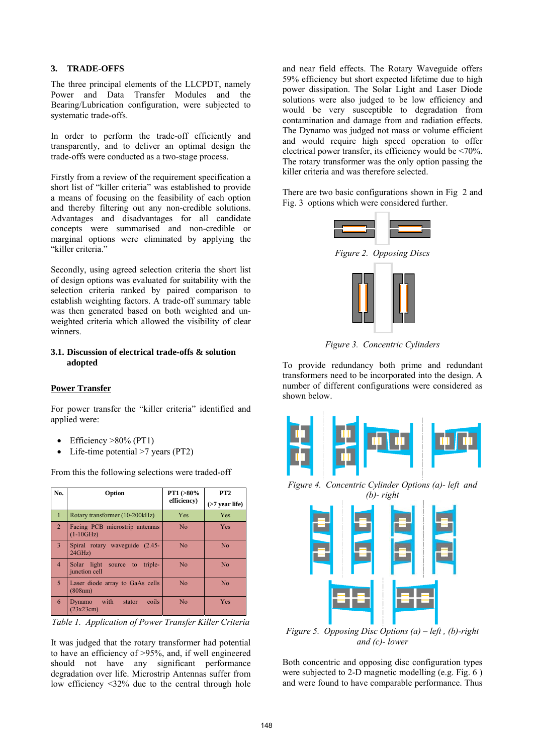## 3. TRADE-OFFS

The three principal elements of the LLCPDT, namely Power and Data Transfer Modules and the Bearing/Lubrication configuration, were subjected to systematic trade-offs.

In order to perform the trade-off efficiently and transparently, and to deliver an optimal design the trade-offs were conducted as a two-stage process.

Firstly from a review of the requirement specification a short list of "killer criteria" was established to provide a means of focusing on the feasibility of each option and thereby filtering out any non-credible solutions. Advantages and disadvantages for all candidate concepts were summarised and non-credible or marginal options were eliminated by applying the "killer criteria."

Secondly, using agreed selection criteria the short list of design options was evaluated for suitability with the selection criteria ranked by paired comparison to establish weighting factors. A trade-off summary table was then generated based on both weighted and un-weighted criteria which allowed the visibility of clear winners.

### 3.1. Discussion of electrical trade-offs & solution adopted

**Power Transfer**

For power transfer the "killer criteria" identified and applied were:

- Efficiency >80% (PT1)
- Life-time potential >7 years (PT2)

From this the following selections were traded-off

| No. | Option | PT1 (>80% efficiency) | PT2 (>7 year life) |
|---|---|---|---|
| 1 | Rotary transformer (10-200kHz) | Yes | Yes |
| 2 | Facing PCB microstrip antennas (1-10GHz) | No | Yes |
| 3 | Spiral rotary waveguide (2.45-24GHz) | No | No |
| 4 | Solar light source to triple-junction cell | No | No |
| 5 | Laser diode array to GaAs cells (808nm) | No | No |
| 6 | Dynamo with stator coils (23x23cm) | No | Yes |

*Table 1. Application of Power Transfer Killer Criteria*

It was judged that the rotary transformer had potential to have an efficiency of >95%, and, if well engineered should not have any significant performance degradation over life. Microstrip Antennas suffer from low efficiency <32% due to the central through hole and near field effects. The Rotary Waveguide offers 59% efficiency but short expected lifetime due to high power dissipation. The Solar Light and Laser Diode solutions were also judged to be low efficiency and would be very susceptible to degradation from contamination and damage from and radiation effects. The Dynamo was judged not mass or volume efficient and would require high speed operation to offer electrical power transfer, its efficiency would be <70%. The rotary transformer was the only option passing the killer criteria and was therefore selected.

There are two basic configurations shown in Fig 2 and Fig. 3 options which were considered further.

*Figure 2. Opposing Discs*

*Figure 3. Concentric Cylinders*

To provide redundancy both prime and redundant transformers need to be incorporated into the design. A number of different configurations were considered as shown below.

*Figure 4. Concentric Cylinder Options (a)- left and (b)- right*

*Figure 5. Opposing Disc Options (a) – left , (b)-right and (c)- lower*

Both concentric and opposing disc configuration types were subjected to 2-D magnetic modelling (e.g. Fig. 6 ) and were found to have comparable performance. Thus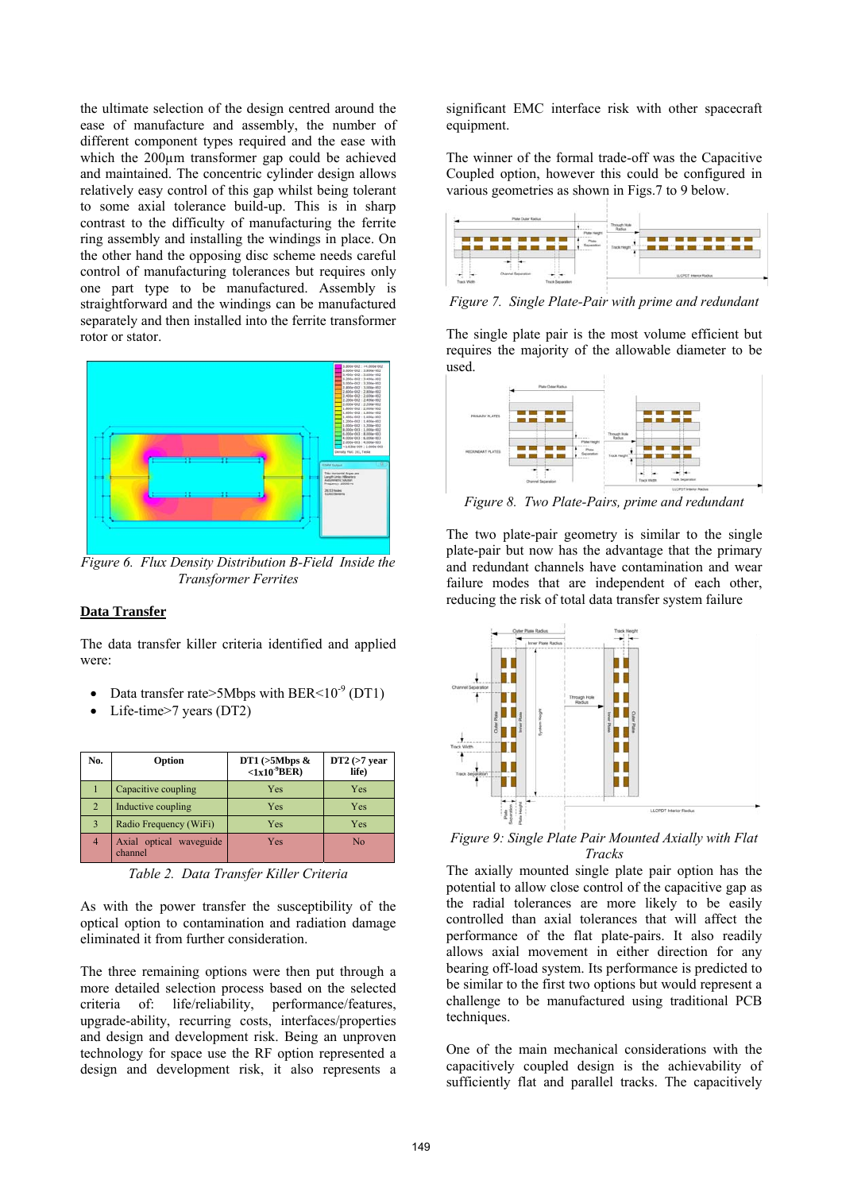the ultimate selection of the design centred around the ease of manufacture and assembly, the number of different component types required and the ease with which the 200µm transformer gap could be achieved and maintained. The concentric cylinder design allows relatively easy control of this gap whilst being tolerant to some axial tolerance build-up. This is in sharp contrast to the difficulty of manufacturing the ferrite ring assembly and installing the windings in place. On the other hand the opposing disc scheme needs careful control of manufacturing tolerances but requires only one part type to be manufactured. Assembly is straightforward and the windings can be manufactured separately and then installed into the ferrite transformer rotor or stator.

*Figure 6. Flux Density Distribution B-Field Inside the Transformer Ferrites*

## Data Transfer

The data transfer killer criteria identified and applied were:

- Data transfer rate>5Mbps with BER<$10^{-9}$ (DT1)
- Life-time>7 years (DT2)

| No. | Option | DT1 (>5Mbps & <$1x10^{-9}$BER) | DT2 (>7 year life) |
|---|---|---|---|
| 1 | Capacitive coupling | Yes | Yes |
| 2 | Inductive coupling | Yes | Yes |
| 3 | Radio Frequency (WiFi) | Yes | Yes |
| 4 | Axial optical waveguide channel | Yes | No |

*Table 2. Data Transfer Killer Criteria*

As with the power transfer the susceptibility of the optical option to contamination and radiation damage eliminated it from further consideration.

The three remaining options were then put through a more detailed selection process based on the selected criteria of: life/reliability, performance/features, upgrade-ability, recurring costs, interfaces/properties and design and development risk. Being an unproven technology for space use the RF option represented a design and development risk, it also represents a significant EMC interface risk with other spacecraft equipment.

The winner of the formal trade-off was the Capacitive Coupled option, however this could be configured in various geometries as shown in Figs.7 to 9 below.

*Figure 7. Single Plate-Pair with prime and redundant*

The single plate pair is the most volume efficient but requires the majority of the allowable diameter to be used.

*Figure 8. Two Plate-Pairs, prime and redundant*

The two plate-pair geometry is similar to the single plate-pair but now has the advantage that the primary and redundant channels have contamination and wear failure modes that are independent of each other, reducing the risk of total data transfer system failure

*Figure 9: Single Plate Pair Mounted Axially with Flat Tracks*

The axially mounted single plate pair option has the potential to allow close control of the capacitive gap as the radial tolerances are more likely to be easily controlled than axial tolerances that will affect the performance of the flat plate-pairs. It also readily allows axial movement in either direction for any bearing off-load system. Its performance is predicted to be similar to the first two options but would represent a challenge to be manufactured using traditional PCB techniques.

One of the main mechanical considerations with the capacitively coupled design is the achievability of sufficiently flat and parallel tracks. The capacitively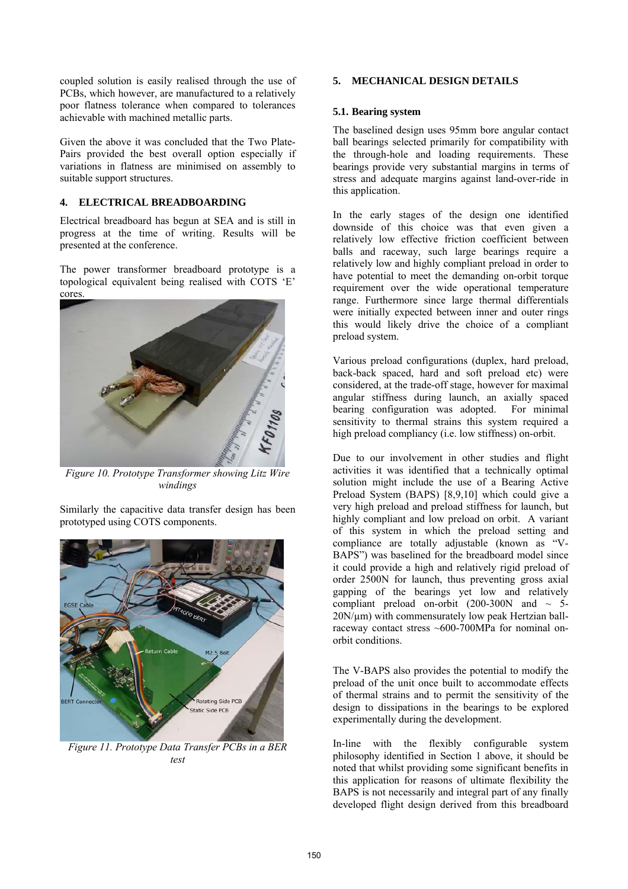coupled solution is easily realised through the use of PCBs, which however, are manufactured to a relatively poor flatness tolerance when compared to tolerances achievable with machined metallic parts.

Given the above it was concluded that the Two Plate-Pairs provided the best overall option especially if variations in flatness are minimised on assembly to suitable support structures.

## 4. ELECTRICAL BREADBOARDING

Electrical breadboard has begun at SEA and is still in progress at the time of writing. Results will be presented at the conference.

The power transformer breadboard prototype is a topological equivalent being realised with COTS 'E' cores.

*Figure 10. Prototype Transformer showing Litz Wire windings*

Similarly the capacitive data transfer design has been prototyped using COTS components.

*Figure 11. Prototype Data Transfer PCBs in a BER test*

## 5. MECHANICAL DESIGN DETAILS

### 5.1. Bearing system

The baselined design uses 95mm bore angular contact ball bearings selected primarily for compatibility with the through-hole and loading requirements. These bearings provide very substantial margins in terms of stress and adequate margins against land-over-ride in this application.

In the early stages of the design one identified downside of this choice was that even given a relatively low effective friction coefficient between balls and raceway, such large bearings require a relatively low and highly compliant preload in order to have potential to meet the demanding on-orbit torque requirement over the wide operational temperature range. Furthermore since large thermal differentials were initially expected between inner and outer rings this would likely drive the choice of a compliant preload system.

Various preload configurations (duplex, hard preload, back-back spaced, hard and soft preload etc) were considered, at the trade-off stage, however for maximal angular stiffness during launch, an axially spaced bearing configuration was adopted. For minimal sensitivity to thermal strains this system required a high preload compliancy (i.e. low stiffness) on-orbit.

Due to our involvement in other studies and flight activities it was identified that a technically optimal solution might include the use of a Bearing Active Preload System (BAPS) [8,9,10] which could give a very high preload and preload stiffness for launch, but highly compliant and low preload on orbit. A variant of this system in which the preload setting and compliance are totally adjustable (known as "V-BAPS") was baselined for the breadboard model since it could provide a high and relatively rigid preload of order 2500N for launch, thus preventing gross axial gapping of the bearings yet low and relatively compliant preload on-orbit (200-300N and ~ 5-20N/µm) with commensurately low peak Hertzian ball-raceway contact stress ~600-700MPa for nominal on-orbit conditions.

The V-BAPS also provides the potential to modify the preload of the unit once built to accommodate effects of thermal strains and to permit the sensitivity of the design to dissipations in the bearings to be explored experimentally during the development.

In-line with the flexibly configurable system philosophy identified in Section 1 above, it should be noted that whilst providing some significant benefits in this application for reasons of ultimate flexibility the BAPS is not necessarily and integral part of any finally developed flight design derived from this breadboard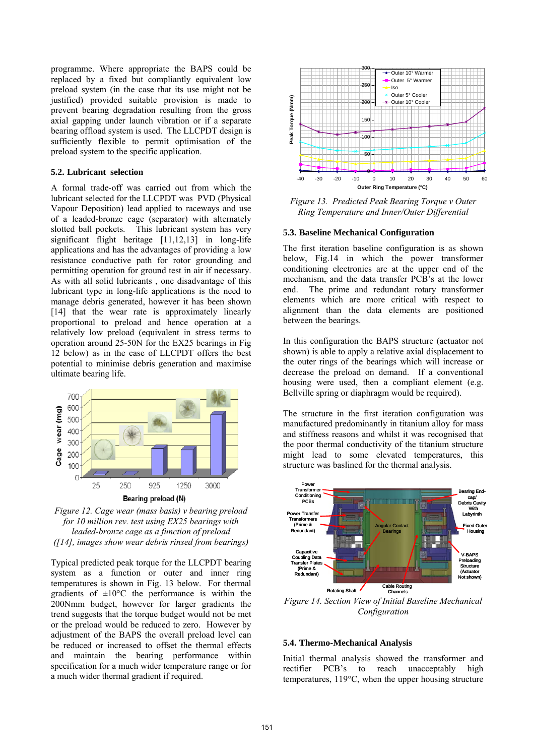programme. Where appropriate the BAPS could be replaced by a fixed but compliantly equivalent low preload system (in the case that its use might not be justified) provided suitable provision is made to prevent bearing degradation resulting from the gross axial gapping under launch vibration or if a separate bearing offload system is used. The LLCPDT design is sufficiently flexible to permit optimisation of the preload system to the specific application.

### 5.2. Lubricant selection

A formal trade-off was carried out from which the lubricant selected for the LLCPDT was PVD (Physical Vapour Deposition) lead applied to raceways and use of a leaded-bronze cage (separator) with alternately slotted ball pockets. This lubricant system has very significant flight heritage [11,12,13] in long-life applications and has the advantages of providing a low resistance conductive path for rotor grounding and permitting operation for ground test in air if necessary. As with all solid lubricants , one disadvantage of this lubricant type in long-life applications is the need to manage debris generated, however it has been shown [14] that the wear rate is approximately linearly proportional to preload and hence operation at a relatively low preload (equivalent in stress terms to operation around 25-50N for the EX25 bearings in Fig 12 below) as in the case of LLCPDT offers the best potential to minimise debris generation and maximise ultimate bearing life.

*Figure 12. Cage wear (mass basis) v bearing preload for 10 million rev. test using EX25 bearings with leaded-bronze cage as a function of preload ([14], images show wear debris rinsed from bearings)*

Typical predicted peak torque for the LLCPDT bearing system as a function or outer and inner ring temperatures is shown in Fig. 13 below. For thermal gradients of ±10°C the performance is within the 200Nmm budget, however for larger gradients the trend suggests that the torque budget would not be met or the preload would be reduced to zero. However by adjustment of the BAPS the overall preload level can be reduced or increased to offset the thermal effects and maintain the bearing performance within specification for a much wider temperature range or for a much wider thermal gradient if required.

*Figure 13. Predicted Peak Bearing Torque v Outer Ring Temperature and Inner/Outer Differential*

### 5.3. Baseline Mechanical Configuration

The first iteration baseline configuration is as shown below, Fig.14 in which the power transformer conditioning electronics are at the upper end of the mechanism, and the data transfer PCB's at the lower end. The prime and redundant rotary transformer elements which are more critical with respect to alignment than the data elements are positioned between the bearings.

In this configuration the BAPS structure (actuator not shown) is able to apply a relative axial displacement to the outer rings of the bearings which will increase or decrease the preload on demand. If a conventional housing were used, then a compliant element (e.g. Bellville spring or diaphragm would be required).

The structure in the first iteration configuration was manufactured predominantly in titanium alloy for mass and stiffness reasons and whilst it was recognised that the poor thermal conductivity of the titanium structure might lead to some elevated temperatures, this structure was baslined for the thermal analysis.

*Figure 14. Section View of Initial Baseline Mechanical Configuration*

### 5.4. Thermo-Mechanical Analysis

Initial thermal analysis showed the transformer and rectifier PCB's to reach unacceptably high temperatures, 119°C, when the upper housing structure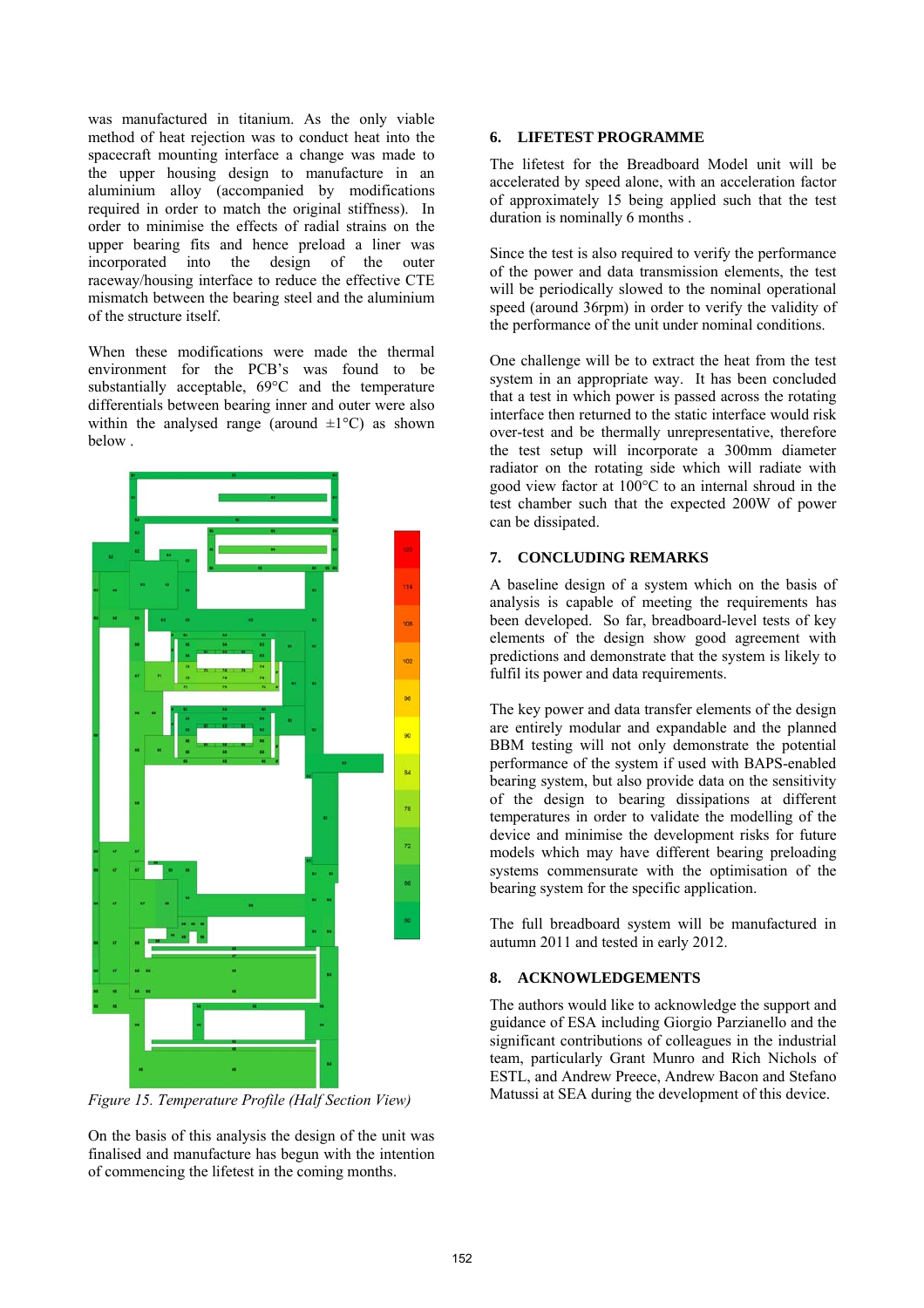was manufactured in titanium. As the only viable method of heat rejection was to conduct heat into the spacecraft mounting interface a change was made to the upper housing design to manufacture in an aluminium alloy (accompanied by modifications required in order to match the original stiffness). In order to minimise the effects of radial strains on the upper bearing fits and hence preload a liner was incorporated into the design of the outer raceway/housing interface to reduce the effective CTE mismatch between the bearing steel and the aluminium of the structure itself.

When these modifications were made the thermal environment for the PCB's was found to be substantially acceptable, 69°C and the temperature differentials between bearing inner and outer were also within the analysed range (around ±1°C) as shown below .

*Figure 15. Temperature Profile (Half Section View)*

On the basis of this analysis the design of the unit was finalised and manufacture has begun with the intention of commencing the lifetest in the coming months.

## 6. LIFETEST PROGRAMME

The lifetest for the Breadboard Model unit will be accelerated by speed alone, with an acceleration factor of approximately 15 being applied such that the test duration is nominally 6 months .

Since the test is also required to verify the performance of the power and data transmission elements, the test will be periodically slowed to the nominal operational speed (around 36rpm) in order to verify the validity of the performance of the unit under nominal conditions.

One challenge will be to extract the heat from the test system in an appropriate way. It has been concluded that a test in which power is passed across the rotating interface then returned to the static interface would risk over-test and be thermally unrepresentative, therefore the test setup will incorporate a 300mm diameter radiator on the rotating side which will radiate with good view factor at 100°C to an internal shroud in the test chamber such that the expected 200W of power can be dissipated.

## 7. CONCLUDING REMARKS

A baseline design of a system which on the basis of analysis is capable of meeting the requirements has been developed. So far, breadboard-level tests of key elements of the design show good agreement with predictions and demonstrate that the system is likely to fulfil its power and data requirements.

The key power and data transfer elements of the design are entirely modular and expandable and the planned BBM testing will not only demonstrate the potential performance of the system if used with BAPS-enabled bearing system, but also provide data on the sensitivity of the design to bearing dissipations at different temperatures in order to validate the modelling of the device and minimise the development risks for future models which may have different bearing preloading systems commensurate with the optimisation of the bearing system for the specific application.

The full breadboard system will be manufactured in autumn 2011 and tested in early 2012.

## 8. ACKNOWLEDGEMENTS

The authors would like to acknowledge the support and guidance of ESA including Giorgio Parzianello and the significant contributions of colleagues in the industrial team, particularly Grant Munro and Rich Nichols of ESTL, and Andrew Preece, Andrew Bacon and Stefano Matussi at SEA during the development of this device.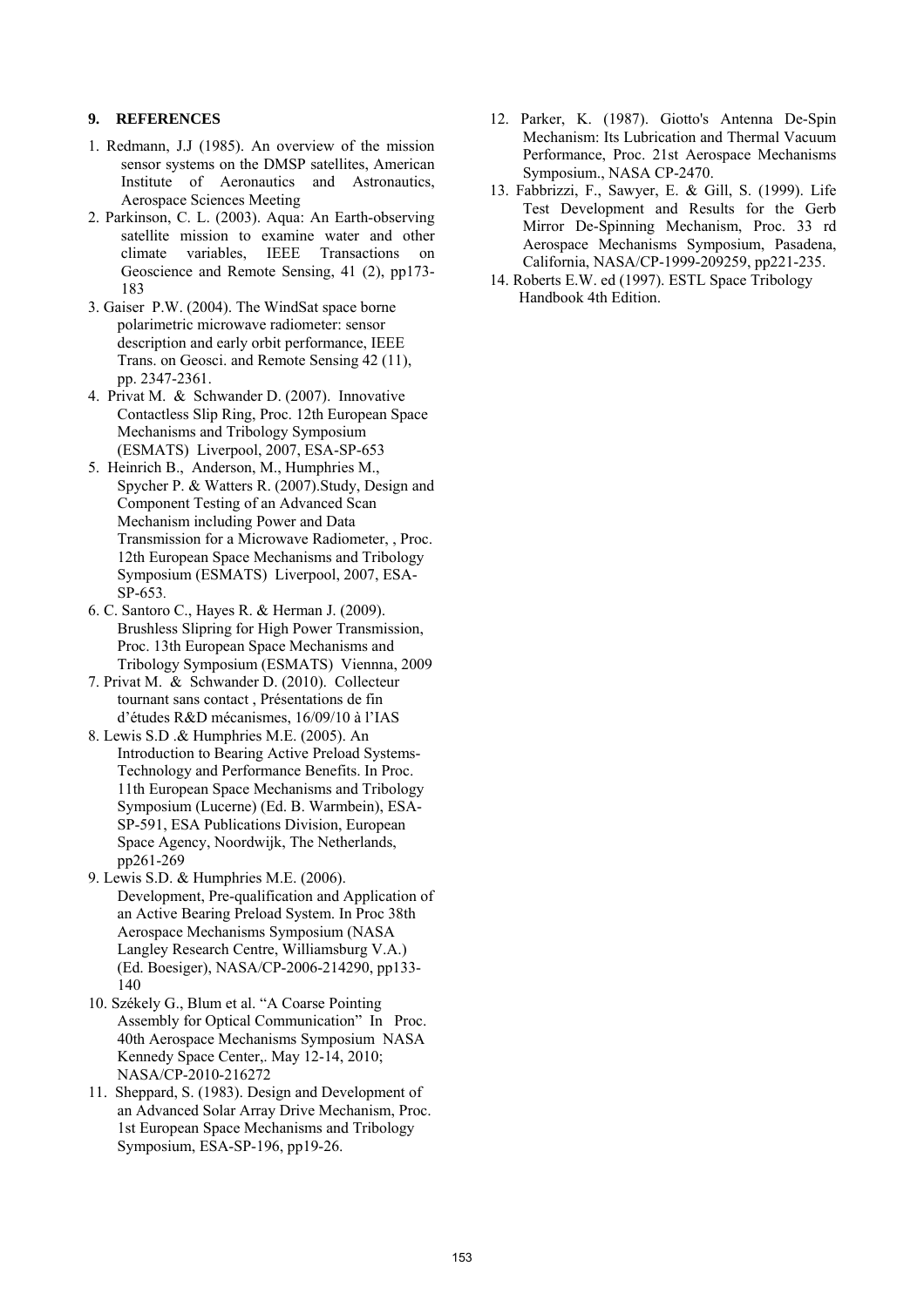## 9. REFERENCES

1. Redmann, J.J (1985). An overview of the mission sensor systems on the DMSP satellites, American Institute of Aeronautics and Astronautics, Aerospace Sciences Meeting
2. Parkinson, C. L. (2003). Aqua: An Earth-observing satellite mission to examine water and other climate variables, IEEE Transactions on Geoscience and Remote Sensing, 41 (2), pp173-183
3. Gaiser P.W. (2004). The WindSat space borne polarimetric microwave radiometer: sensor description and early orbit performance, IEEE Trans. on Geosci. and Remote Sensing 42 (11), pp. 2347-2361.
4. Privat M. & Schwander D. (2007). Innovative Contactless Slip Ring, Proc. 12th European Space Mechanisms and Tribology Symposium (ESMATS) Liverpool, 2007, ESA-SP-653
5. Heinrich B., Anderson, M., Humphries M., Spycher P. & Watters R. (2007).Study, Design and Component Testing of an Advanced Scan Mechanism including Power and Data Transmission for a Microwave Radiometer, , Proc. 12th European Space Mechanisms and Tribology Symposium (ESMATS) Liverpool, 2007, ESA-SP-653.
6. C. Santoro C., Hayes R. & Herman J. (2009). Brushless Slipring for High Power Transmission, Proc. 13th European Space Mechanisms and Tribology Symposium (ESMATS) Viennna, 2009
7. Privat M. & Schwander D. (2010). Collecteur tournant sans contact , Présentations de fin d'études R&D mécanismes, 16/09/10 à l'IAS
8. Lewis S.D .& Humphries M.E. (2005). An Introduction to Bearing Active Preload Systems-Technology and Performance Benefits. In Proc. 11th European Space Mechanisms and Tribology Symposium (Lucerne) (Ed. B. Warmbein), ESA-SP-591, ESA Publications Division, European Space Agency, Noordwijk, The Netherlands, pp261-269
9. Lewis S.D. & Humphries M.E. (2006). Development, Pre-qualification and Application of an Active Bearing Preload System. In Proc 38th Aerospace Mechanisms Symposium (NASA Langley Research Centre, Williamsburg V.A.) (Ed. Boesiger), NASA/CP-2006-214290, pp133-140
10. Székely G., Blum et al. "A Coarse Pointing Assembly for Optical Communication" In Proc. 40th Aerospace Mechanisms Symposium NASA Kennedy Space Center,. May 12-14, 2010; NASA/CP-2010-216272
11. Sheppard, S. (1983). Design and Development of an Advanced Solar Array Drive Mechanism, Proc. 1st European Space Mechanisms and Tribology Symposium, ESA-SP-196, pp19-26.
12. Parker, K. (1987). Giotto's Antenna De-Spin Mechanism: Its Lubrication and Thermal Vacuum Performance, Proc. 21st Aerospace Mechanisms Symposium., NASA CP-2470.
13. Fabbrizzi, F., Sawyer, E. & Gill, S. (1999). Life Test Development and Results for the Gerb Mirror De-Spinning Mechanism, Proc. 33 rd Aerospace Mechanisms Symposium, Pasadena, California, NASA/CP-1999-209259, pp221-235.
14. Roberts E.W. ed (1997). ESTL Space Tribology Handbook 4th Edition.